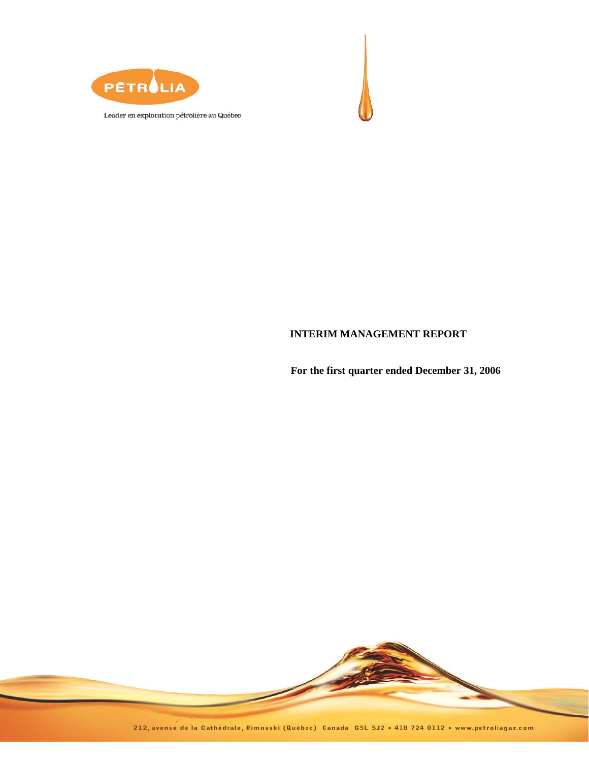PÉTROLIA

Leader en exploration pétrolière au Québec

**INTERIM MANAGEMENT REPORT**

**For the first quarter ended December 31, 2006**

212, avenue de la Cathédrale, Rimouski (Québec) Canada G5L 5J2 • 418 724 0112 • www.petroliagaz.com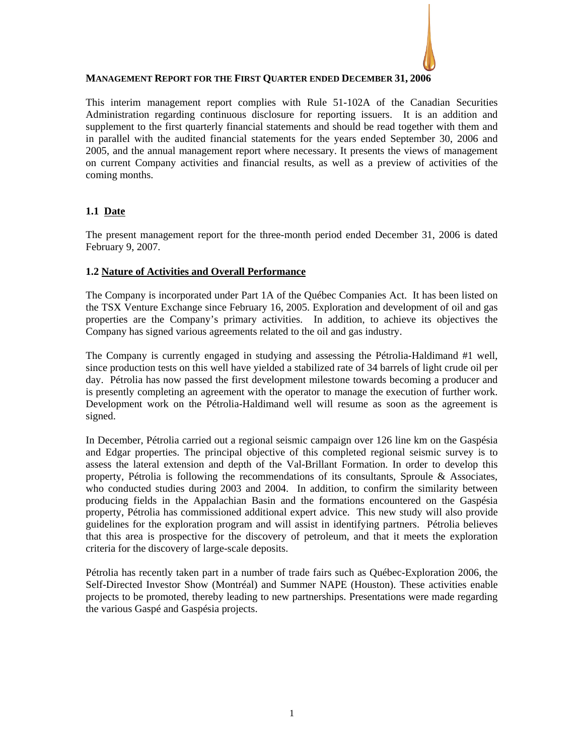**MANAGEMENT REPORT FOR THE FIRST QUARTER ENDED DECEMBER 31, 2006**

This interim management report complies with Rule 51-102A of the Canadian Securities Administration regarding continuous disclosure for reporting issuers. It is an addition and supplement to the first quarterly financial statements and should be read together with them and in parallel with the audited financial statements for the years ended September 30, 2006 and 2005, and the annual management report where necessary. It presents the views of management on current Company activities and financial results, as well as a preview of activities of the coming months.

## 1.1 Date

The present management report for the three-month period ended December 31, 2006 is dated February 9, 2007.

## 1.2 Nature of Activities and Overall Performance

The Company is incorporated under Part 1A of the Québec Companies Act. It has been listed on the TSX Venture Exchange since February 16, 2005. Exploration and development of oil and gas properties are the Company's primary activities. In addition, to achieve its objectives the Company has signed various agreements related to the oil and gas industry.

The Company is currently engaged in studying and assessing the Pétrolia-Haldimand #1 well, since production tests on this well have yielded a stabilized rate of 34 barrels of light crude oil per day. Pétrolia has now passed the first development milestone towards becoming a producer and is presently completing an agreement with the operator to manage the execution of further work. Development work on the Pétrolia-Haldimand well will resume as soon as the agreement is signed.

In December, Pétrolia carried out a regional seismic campaign over 126 line km on the Gaspésia and Edgar properties. The principal objective of this completed regional seismic survey is to assess the lateral extension and depth of the Val-Brillant Formation. In order to develop this property, Pétrolia is following the recommendations of its consultants, Sproule & Associates, who conducted studies during 2003 and 2004. In addition, to confirm the similarity between producing fields in the Appalachian Basin and the formations encountered on the Gaspésia property, Pétrolia has commissioned additional expert advice. This new study will also provide guidelines for the exploration program and will assist in identifying partners. Pétrolia believes that this area is prospective for the discovery of petroleum, and that it meets the exploration criteria for the discovery of large-scale deposits.

Pétrolia has recently taken part in a number of trade fairs such as Québec-Exploration 2006, the Self-Directed Investor Show (Montréal) and Summer NAPE (Houston). These activities enable projects to be promoted, thereby leading to new partnerships. Presentations were made regarding the various Gaspé and Gaspésia projects.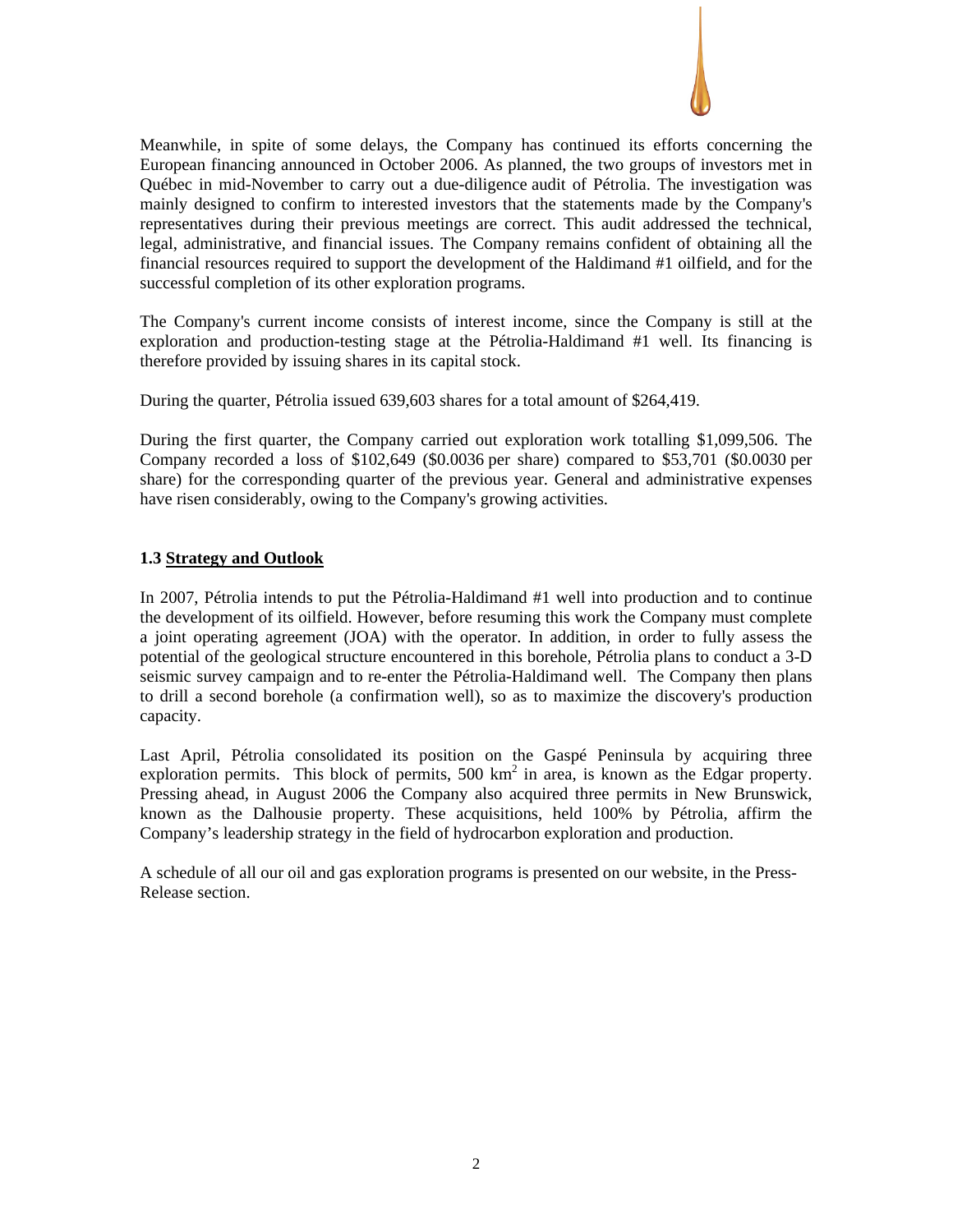Meanwhile, in spite of some delays, the Company has continued its efforts concerning the European financing announced in October 2006. As planned, the two groups of investors met in Québec in mid-November to carry out a due-diligence audit of Pétrolia. The investigation was mainly designed to confirm to interested investors that the statements made by the Company's representatives during their previous meetings are correct. This audit addressed the technical, legal, administrative, and financial issues. The Company remains confident of obtaining all the financial resources required to support the development of the Haldimand #1 oilfield, and for the successful completion of its other exploration programs.

The Company's current income consists of interest income, since the Company is still at the exploration and production-testing stage at the Pétrolia-Haldimand #1 well. Its financing is therefore provided by issuing shares in its capital stock.

During the quarter, Pétrolia issued 639,603 shares for a total amount of $264,419.

During the first quarter, the Company carried out exploration work totalling $1,099,506. The Company recorded a loss of $102,649 ($0.0036 per share) compared to $53,701 ($0.0030 per share) for the corresponding quarter of the previous year. General and administrative expenses have risen considerably, owing to the Company's growing activities.

### 1.3 Strategy and Outlook

In 2007, Pétrolia intends to put the Pétrolia-Haldimand #1 well into production and to continue the development of its oilfield. However, before resuming this work the Company must complete a joint operating agreement (JOA) with the operator. In addition, in order to fully assess the potential of the geological structure encountered in this borehole, Pétrolia plans to conduct a 3-D seismic survey campaign and to re-enter the Pétrolia-Haldimand well. The Company then plans to drill a second borehole (a confirmation well), so as to maximize the discovery's production capacity.

Last April, Pétrolia consolidated its position on the Gaspé Peninsula by acquiring three exploration permits. This block of permits, 500 $km^2$ in area, is known as the Edgar property. Pressing ahead, in August 2006 the Company also acquired three permits in New Brunswick, known as the Dalhousie property. These acquisitions, held 100% by Pétrolia, affirm the Company's leadership strategy in the field of hydrocarbon exploration and production.

A schedule of all our oil and gas exploration programs is presented on our website, in the Press-Release section.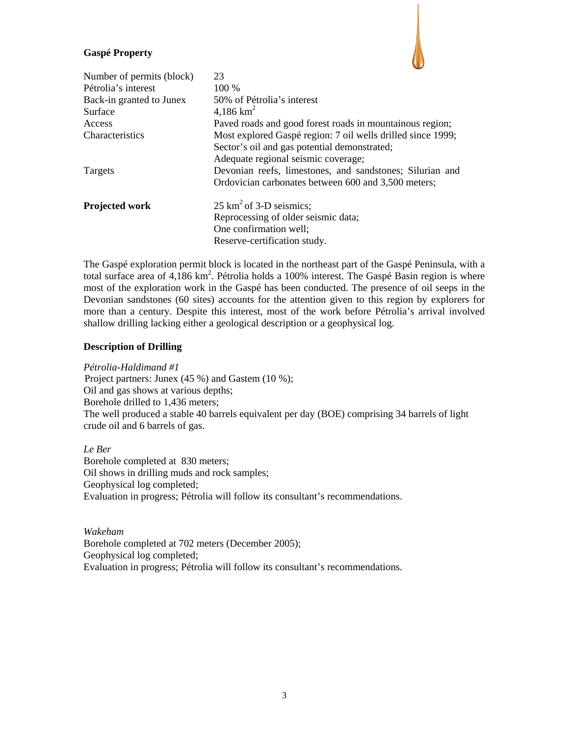**Gaspé Property**

| | |
|---|---|
| Number of permits (block) | 23 |
| Pétrolia's interest | 100 % |
| Back-in granted to Junex | 50% of Pétrolia's interest |
| Surface | 4,186 km$^2$ |
| Access | Paved roads and good forest roads in mountainous region; |
| Characteristics | Most explored Gaspé region: 7 oil wells drilled since 1999; Sector's oil and gas potential demonstrated; Adequate regional seismic coverage; |
| Targets | Devonian reefs, limestones, and sandstones; Silurian and Ordovician carbonates between 600 and 3,500 meters; |
| **Projected work** | 25 km$^2$ of 3-D seismics; Reprocessing of older seismic data; One confirmation well; Reserve-certification study. |

The Gaspé exploration permit block is located in the northeast part of the Gaspé Peninsula, with a total surface area of 4,186 km$^2$. Pétrolia holds a 100% interest. The Gaspé Basin region is where most of the exploration work in the Gaspé has been conducted. The presence of oil seeps in the Devonian sandstones (60 sites) accounts for the attention given to this region by explorers for more than a century. Despite this interest, most of the work before Pétrolia's arrival involved shallow drilling lacking either a geological description or a geophysical log.

**Description of Drilling**

*Pétrolia-Haldimand #1*
Project partners: Junex (45 %) and Gastem (10 %);
Oil and gas shows at various depths;
Borehole drilled to 1,436 meters;
The well produced a stable 40 barrels equivalent per day (BOE) comprising 34 barrels of light crude oil and 6 barrels of gas.

*Le Ber*
Borehole completed at 830 meters;
Oil shows in drilling muds and rock samples;
Geophysical log completed;
Evaluation in progress; Pétrolia will follow its consultant's recommendations.

*Wakeham*
Borehole completed at 702 meters (December 2005);
Geophysical log completed;
Evaluation in progress; Pétrolia will follow its consultant's recommendations.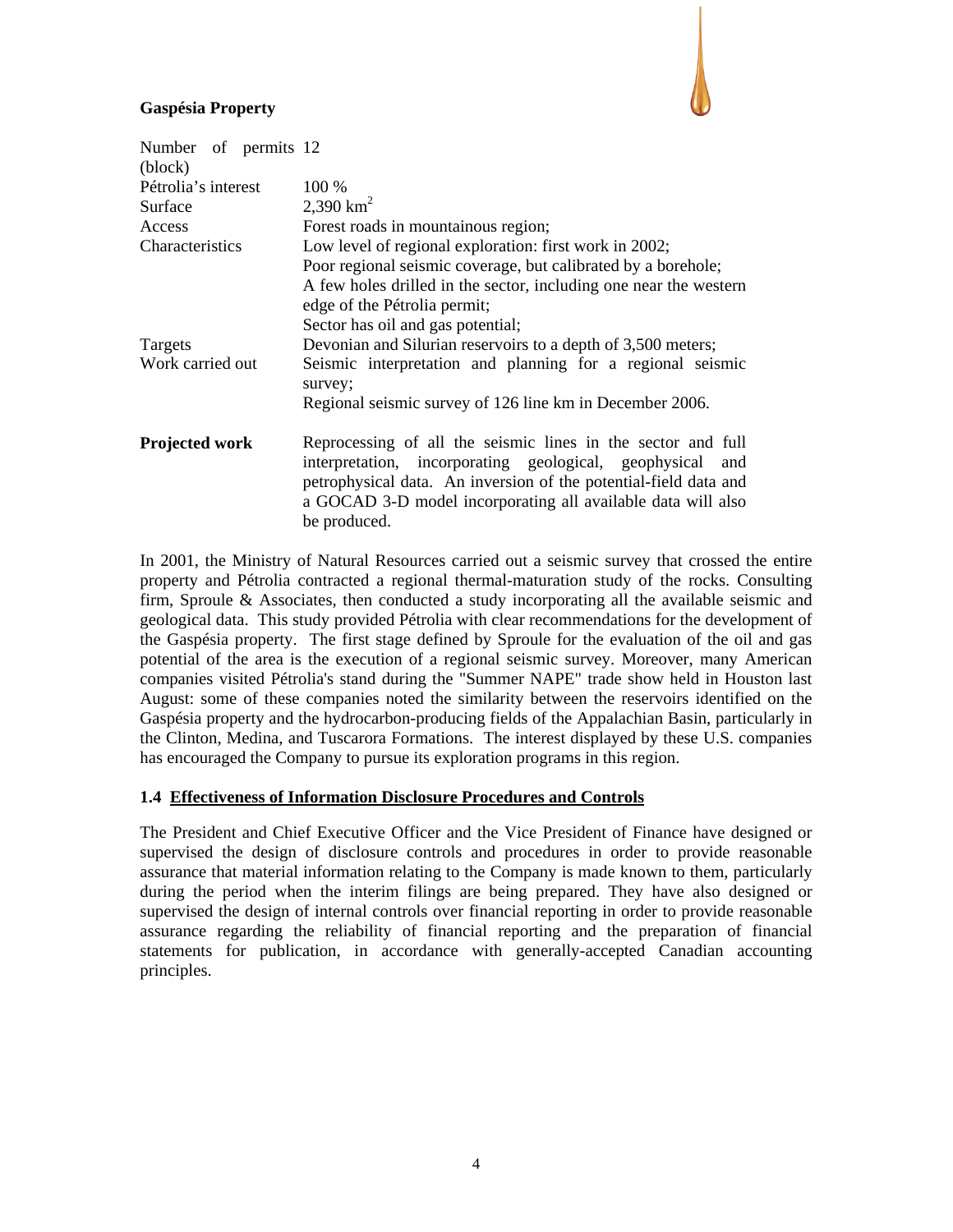**Gaspésia Property**

| Number of permits (block) | 12 |
|---|---|
| Pétrolia's interest | 100 % |
| Surface | 2,390 km$^2$ |
| Access | Forest roads in mountainous region; |
| Characteristics | Low level of regional exploration: first work in 2002; Poor regional seismic coverage, but calibrated by a borehole; A few holes drilled in the sector, including one near the western edge of the Pétrolia permit; Sector has oil and gas potential; |
| Targets | Devonian and Silurian reservoirs to a depth of 3,500 meters; |
| Work carried out | Seismic interpretation and planning for a regional seismic survey; Regional seismic survey of 126 line km in December 2006. |
| **Projected work** | Reprocessing of all the seismic lines in the sector and full interpretation, incorporating geological, geophysical and petrophysical data. An inversion of the potential-field data and a GOCAD 3-D model incorporating all available data will also be produced. |

In 2001, the Ministry of Natural Resources carried out a seismic survey that crossed the entire property and Pétrolia contracted a regional thermal-maturation study of the rocks. Consulting firm, Sproule & Associates, then conducted a study incorporating all the available seismic and geological data. This study provided Pétrolia with clear recommendations for the development of the Gaspésia property. The first stage defined by Sproule for the evaluation of the oil and gas potential of the area is the execution of a regional seismic survey. Moreover, many American companies visited Pétrolia's stand during the "Summer NAPE" trade show held in Houston last August: some of these companies noted the similarity between the reservoirs identified on the Gaspésia property and the hydrocarbon-producing fields of the Appalachian Basin, particularly in the Clinton, Medina, and Tuscarora Formations. The interest displayed by these U.S. companies has encouraged the Company to pursue its exploration programs in this region.

### 1.4 Effectiveness of Information Disclosure Procedures and Controls

The President and Chief Executive Officer and the Vice President of Finance have designed or supervised the design of disclosure controls and procedures in order to provide reasonable assurance that material information relating to the Company is made known to them, particularly during the period when the interim filings are being prepared. They have also designed or supervised the design of internal controls over financial reporting in order to provide reasonable assurance regarding the reliability of financial reporting and the preparation of financial statements for publication, in accordance with generally-accepted Canadian accounting principles.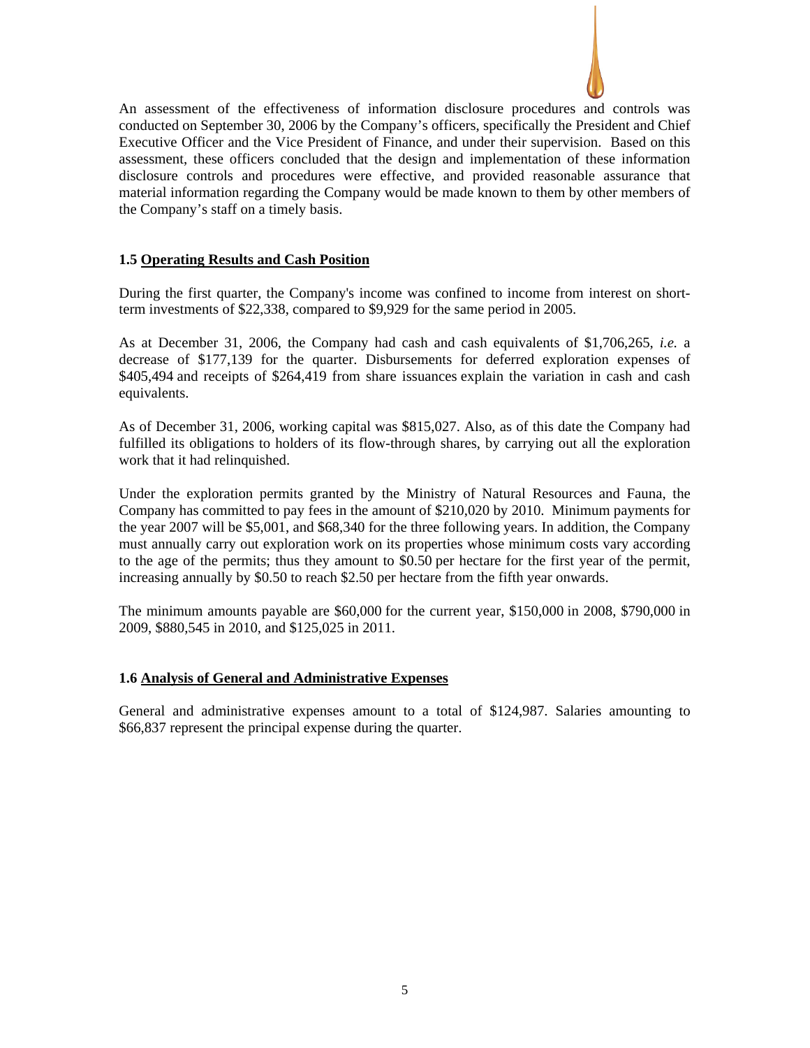An assessment of the effectiveness of information disclosure procedures and controls was conducted on September 30, 2006 by the Company's officers, specifically the President and Chief Executive Officer and the Vice President of Finance, and under their supervision. Based on this assessment, these officers concluded that the design and implementation of these information disclosure controls and procedures were effective, and provided reasonable assurance that material information regarding the Company would be made known to them by other members of the Company's staff on a timely basis.

### 1.5 Operating Results and Cash Position

During the first quarter, the Company's income was confined to income from interest on short-term investments of $22,338, compared to $9,929 for the same period in 2005.

As at December 31, 2006, the Company had cash and cash equivalents of $1,706,265, *i.e.* a decrease of $177,139 for the quarter. Disbursements for deferred exploration expenses of $405,494 and receipts of $264,419 from share issuances explain the variation in cash and cash equivalents.

As of December 31, 2006, working capital was $815,027. Also, as of this date the Company had fulfilled its obligations to holders of its flow-through shares, by carrying out all the exploration work that it had relinquished.

Under the exploration permits granted by the Ministry of Natural Resources and Fauna, the Company has committed to pay fees in the amount of $210,020 by 2010. Minimum payments for the year 2007 will be $5,001, and $68,340 for the three following years. In addition, the Company must annually carry out exploration work on its properties whose minimum costs vary according to the age of the permits; thus they amount to $0.50 per hectare for the first year of the permit, increasing annually by $0.50 to reach $2.50 per hectare from the fifth year onwards.

The minimum amounts payable are $60,000 for the current year, $150,000 in 2008, $790,000 in 2009, $880,545 in 2010, and $125,025 in 2011.

### 1.6 Analysis of General and Administrative Expenses

General and administrative expenses amount to a total of $124,987. Salaries amounting to $66,837 represent the principal expense during the quarter.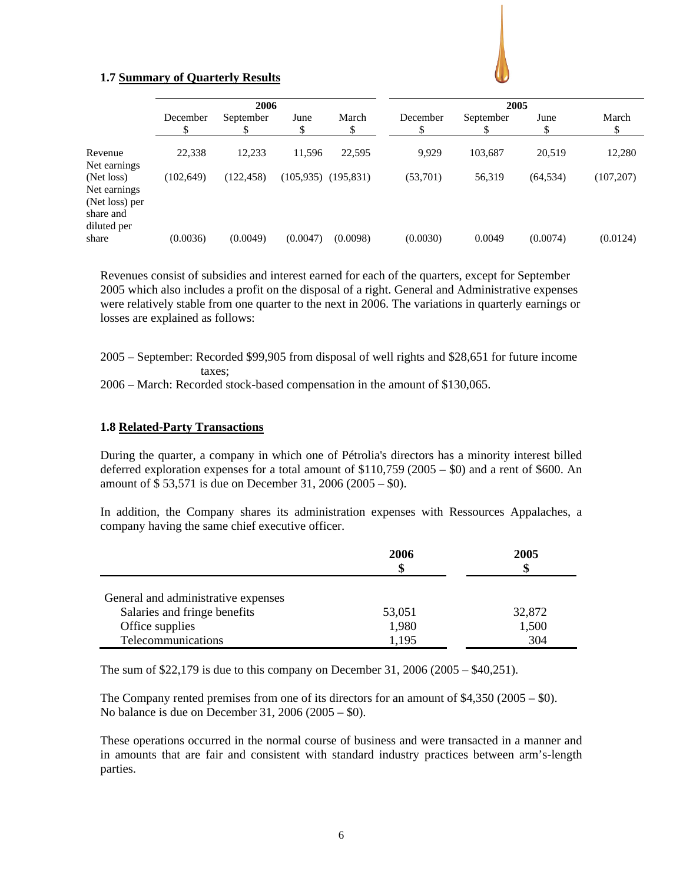### 1.7 Summary of Quarterly Results

| | 2006 | | | | 2005 | | | |
|---|---|---|---|---|---|---|---|---|
| | December $ | September $ | June $ | March $ | December $ | September $ | June $ | March $ |
| Revenue | 22,338 | 12,233 | 11,596 | 22,595 | 9,929 | 103,687 | 20,519 | 12,280 |
| Net earnings (Net loss) | (102,649) | (122,458) | (105,935) | (195,831) | (53,701) | 56,319 | (64,534) | (107,207) |
| Net earnings (Net loss) per share and diluted per share | (0.0036) | (0.0049) | (0.0047) | (0.0098) | (0.0030) | 0.0049 | (0.0074) | (0.0124) |

Revenues consist of subsidies and interest earned for each of the quarters, except for September 2005 which also includes a profit on the disposal of a right. General and Administrative expenses were relatively stable from one quarter to the next in 2006. The variations in quarterly earnings or losses are explained as follows:

2005 – September: Recorded $99,905 from disposal of well rights and $28,651 for future income taxes;
2006 – March: Recorded stock-based compensation in the amount of $130,065.

### 1.8 Related-Party Transactions

During the quarter, a company in which one of Pétrolia's directors has a minority interest billed deferred exploration expenses for a total amount of $110,759 (2005 – $0) and a rent of $600. An amount of $ 53,571 is due on December 31, 2006 (2005 – $0).

In addition, the Company shares its administration expenses with Ressources Appalaches, a company having the same chief executive officer.

| | 2006 $ | 2005 $ |
|---|---|---|
| General and administrative expenses | | |
| Salaries and fringe benefits | 53,051 | 32,872 |
| Office supplies | 1,980 | 1,500 |
| Telecommunications | 1,195 | 304 |

The sum of $22,179 is due to this company on December 31, 2006 (2005 – $40,251).

The Company rented premises from one of its directors for an amount of $4,350 (2005 – $0). No balance is due on December 31, 2006 (2005 – $0).

These operations occurred in the normal course of business and were transacted in a manner and in amounts that are fair and consistent with standard industry practices between arm's-length parties.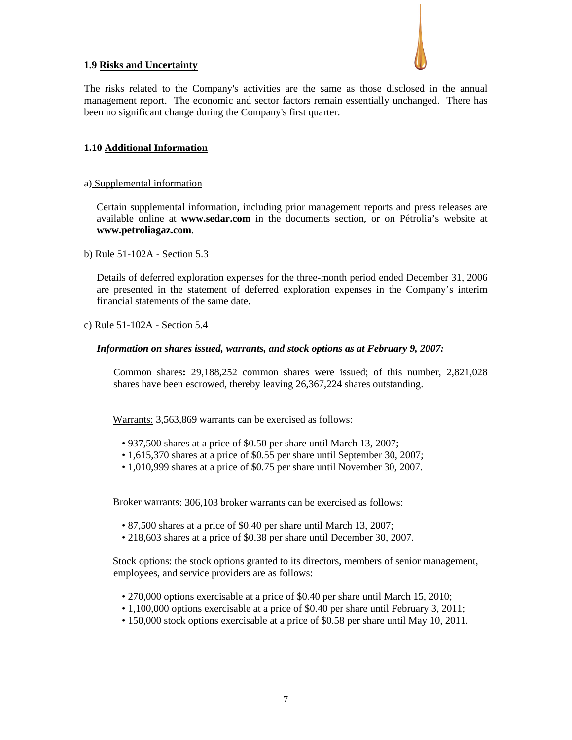## 1.9 Risks and Uncertainty

The risks related to the Company's activities are the same as those disclosed in the annual management report. The economic and sector factors remain essentially unchanged. There has been no significant change during the Company's first quarter.

## 1.10 Additional Information

### a) Supplemental information

Certain supplemental information, including prior management reports and press releases are available online at **www.sedar.com** in the documents section, or on Pétrolia's website at **www.petroliagaz.com**.

### b) Rule 51-102A - Section 5.3

Details of deferred exploration expenses for the three-month period ended December 31, 2006 are presented in the statement of deferred exploration expenses in the Company's interim financial statements of the same date.

### c) Rule 51-102A - Section 5.4

***Information on shares issued, warrants, and stock options as at February 9, 2007:***

Common shares**:** 29,188,252 common shares were issued; of this number, 2,821,028 shares have been escrowed, thereby leaving 26,367,224 shares outstanding.

Warrants: 3,563,869 warrants can be exercised as follows:

- 937,500 shares at a price of $0.50 per share until March 13, 2007;
- 1,615,370 shares at a price of $0.55 per share until September 30, 2007;
- 1,010,999 shares at a price of $0.75 per share until November 30, 2007.

Broker warrants: 306,103 broker warrants can be exercised as follows:

- 87,500 shares at a price of $0.40 per share until March 13, 2007;
- 218,603 shares at a price of $0.38 per share until December 30, 2007.

Stock options: the stock options granted to its directors, members of senior management, employees, and service providers are as follows:

- 270,000 options exercisable at a price of $0.40 per share until March 15, 2010;
- 1,100,000 options exercisable at a price of $0.40 per share until February 3, 2011;
- 150,000 stock options exercisable at a price of $0.58 per share until May 10, 2011.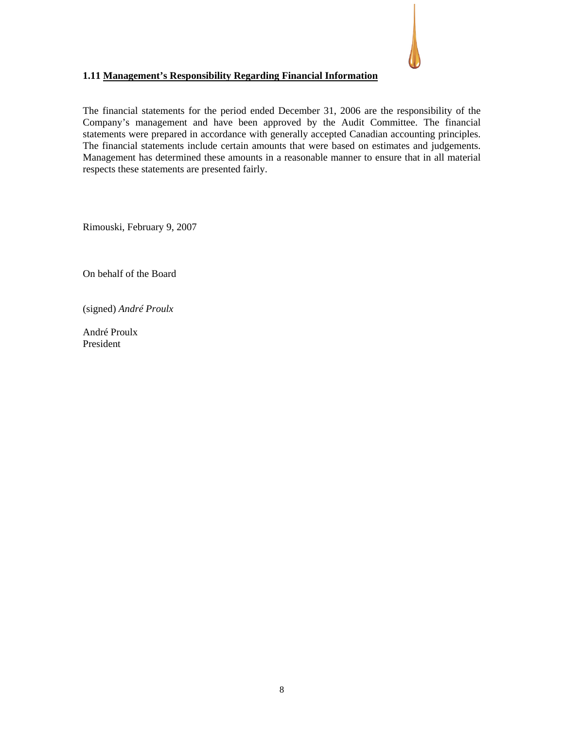### 1.11 Management's Responsibility Regarding Financial Information

The financial statements for the period ended December 31, 2006 are the responsibility of the Company's management and have been approved by the Audit Committee. The financial statements were prepared in accordance with generally accepted Canadian accounting principles. The financial statements include certain amounts that were based on estimates and judgements. Management has determined these amounts in a reasonable manner to ensure that in all material respects these statements are presented fairly.

Rimouski, February 9, 2007

On behalf of the Board

(signed) *André Proulx*

André Proulx
President